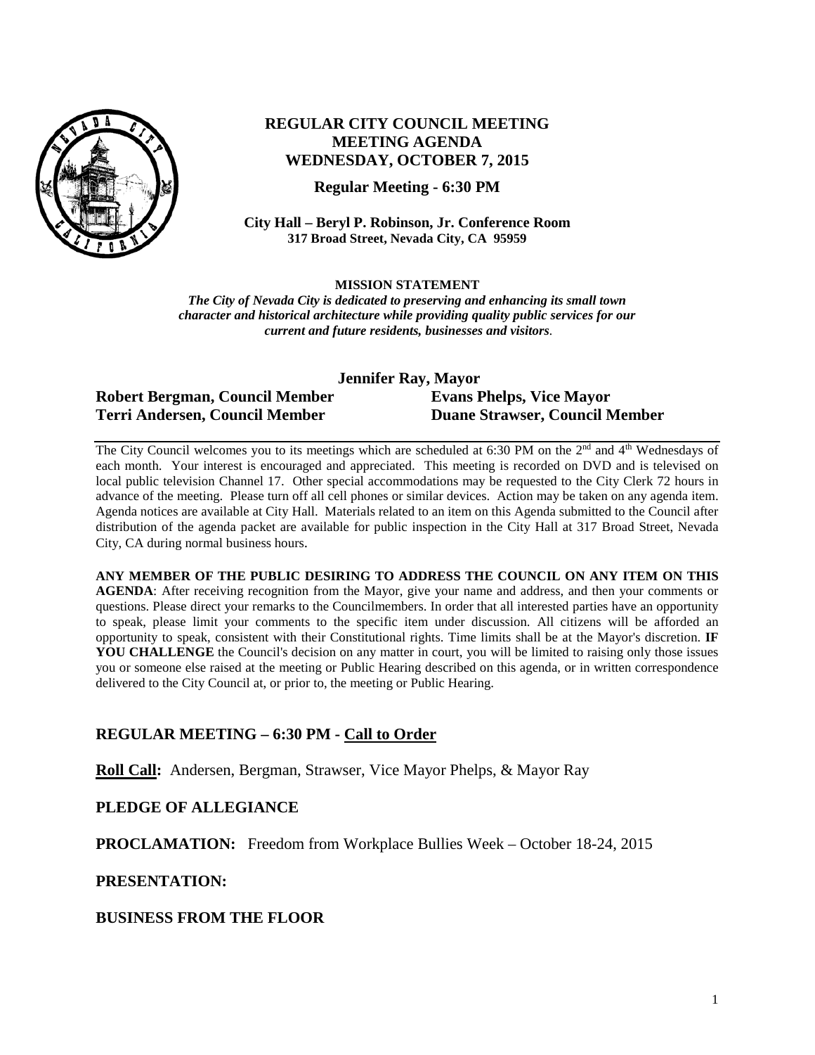# REGULAR CITY COUNCIL MEETING
## MEETING AGENDA
## WEDNESDAY, OCTOBER 7, 2015

**Regular Meeting - 6:30 PM**

**City Hall – Beryl P. Robinson, Jr. Conference Room**
**317 Broad Street, Nevada City, CA 95959**

**MISSION STATEMENT**

***The City of Nevada City is dedicated to preserving and enhancing its small town character and historical architecture while providing quality public services for our current and future residents, businesses and visitors.***

**Jennifer Ray, Mayor**

**Robert Bergman, Council Member**
**Evans Phelps, Vice Mayor**
**Terri Andersen, Council Member**
**Duane Strawser, Council Member**

The City Council welcomes you to its meetings which are scheduled at 6:30 PM on the 2nd and 4th Wednesdays of each month. Your interest is encouraged and appreciated. This meeting is recorded on DVD and is televised on local public television Channel 17. Other special accommodations may be requested to the City Clerk 72 hours in advance of the meeting. Please turn off all cell phones or similar devices. Action may be taken on any agenda item. Agenda notices are available at City Hall. Materials related to an item on this Agenda submitted to the Council after distribution of the agenda packet are available for public inspection in the City Hall at 317 Broad Street, Nevada City, CA during normal business hours.

**ANY MEMBER OF THE PUBLIC DESIRING TO ADDRESS THE COUNCIL ON ANY ITEM ON THIS AGENDA**: After receiving recognition from the Mayor, give your name and address, and then your comments or questions. Please direct your remarks to the Councilmembers. In order that all interested parties have an opportunity to speak, please limit your comments to the specific item under discussion. All citizens will be afforded an opportunity to speak, consistent with their Constitutional rights. Time limits shall be at the Mayor's discretion. **IF YOU CHALLENGE** the Council's decision on any matter in court, you will be limited to raising only those issues you or someone else raised at the meeting or Public Hearing described on this agenda, or in written correspondence delivered to the City Council at, or prior to, the meeting or Public Hearing.

## REGULAR MEETING – 6:30 PM - Call to Order

**Roll Call:** Andersen, Bergman, Strawser, Vice Mayor Phelps, & Mayor Ray

## PLEDGE OF ALLEGIANCE

**PROCLAMATION:** Freedom from Workplace Bullies Week – October 18-24, 2015

## PRESENTATION:

## BUSINESS FROM THE FLOOR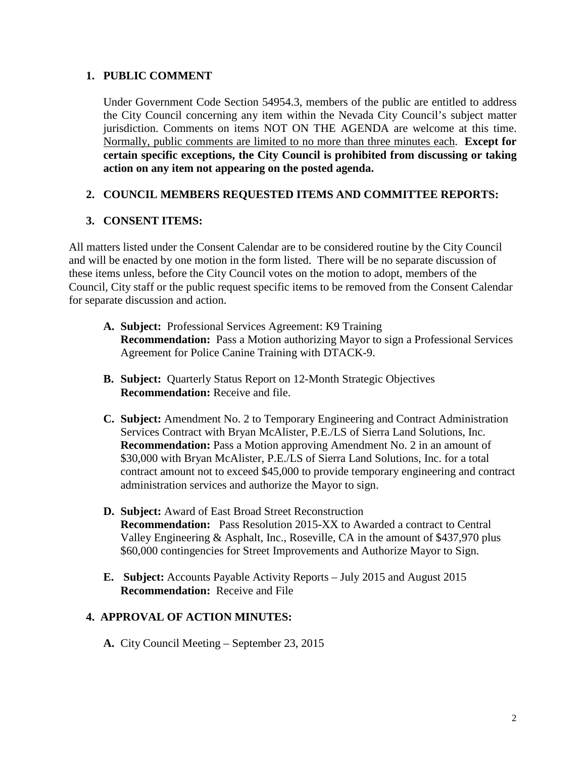## 1. PUBLIC COMMENT

Under Government Code Section 54954.3, members of the public are entitled to address the City Council concerning any item within the Nevada City Council's subject matter jurisdiction. Comments on items NOT ON THE AGENDA are welcome at this time. <u>Normally, public comments are limited to no more than three minutes each</u>. **Except for certain specific exceptions, the City Council is prohibited from discussing or taking action on any item not appearing on the posted agenda.**

## 2. COUNCIL MEMBERS REQUESTED ITEMS AND COMMITTEE REPORTS:

## 3. CONSENT ITEMS:

All matters listed under the Consent Calendar are to be considered routine by the City Council and will be enacted by one motion in the form listed. There will be no separate discussion of these items unless, before the City Council votes on the motion to adopt, members of the Council, City staff or the public request specific items to be removed from the Consent Calendar for separate discussion and action.

**A. Subject:** Professional Services Agreement: K9 Training
**Recommendation:** Pass a Motion authorizing Mayor to sign a Professional Services Agreement for Police Canine Training with DTACK-9.

**B. Subject:** Quarterly Status Report on 12-Month Strategic Objectives
**Recommendation:** Receive and file.

**C. Subject:** Amendment No. 2 to Temporary Engineering and Contract Administration Services Contract with Bryan McAlister, P.E./LS of Sierra Land Solutions, Inc.
**Recommendation:** Pass a Motion approving Amendment No. 2 in an amount of \$30,000 with Bryan McAlister, P.E./LS of Sierra Land Solutions, Inc. for a total contract amount not to exceed \$45,000 to provide temporary engineering and contract administration services and authorize the Mayor to sign.

**D. Subject:** Award of East Broad Street Reconstruction
**Recommendation:** Pass Resolution 2015-XX to Awarded a contract to Central Valley Engineering & Asphalt, Inc., Roseville, CA in the amount of \$437,970 plus \$60,000 contingencies for Street Improvements and Authorize Mayor to Sign.

**E. Subject:** Accounts Payable Activity Reports – July 2015 and August 2015
**Recommendation:** Receive and File

## 4. APPROVAL OF ACTION MINUTES:

**A.** City Council Meeting – September 23, 2015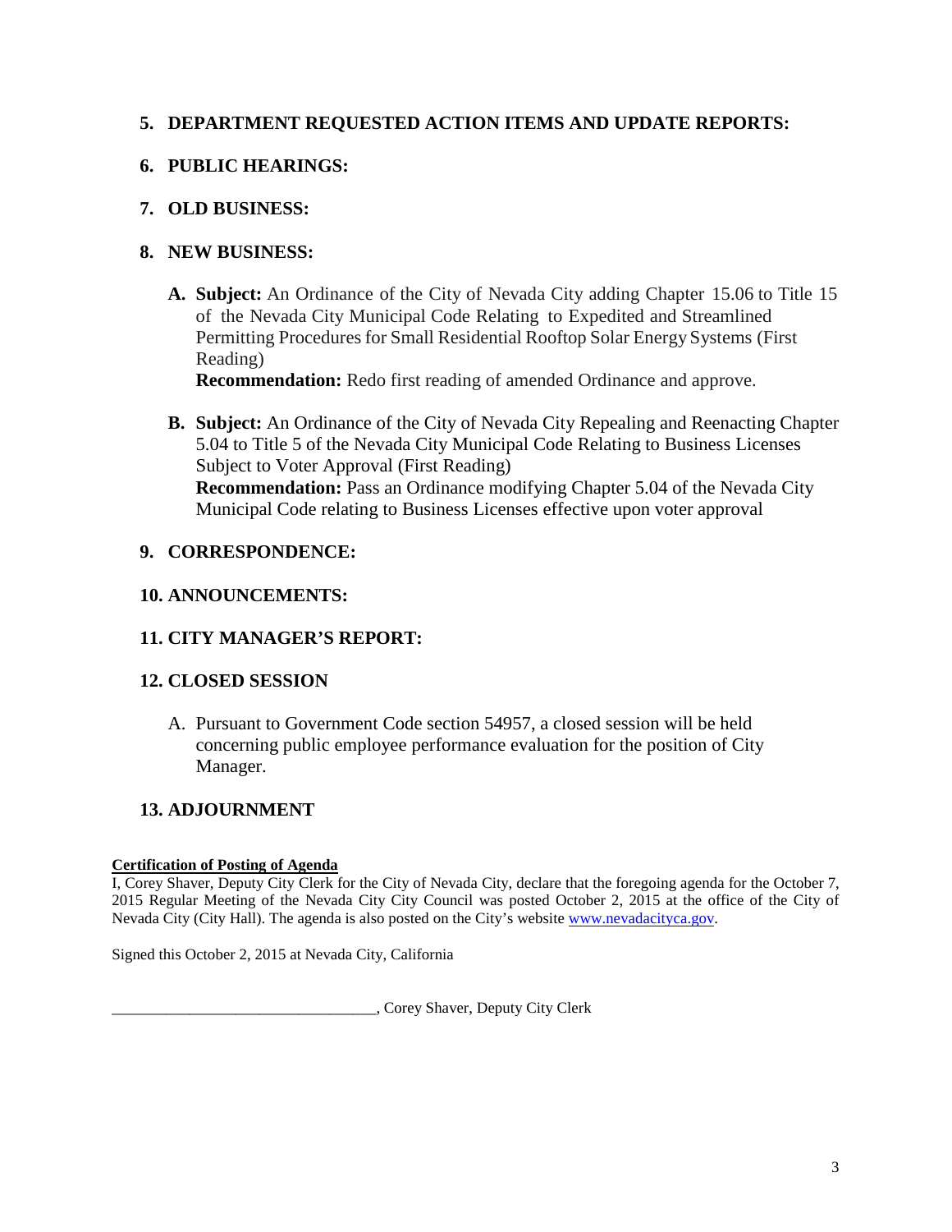## 5. DEPARTMENT REQUESTED ACTION ITEMS AND UPDATE REPORTS:

## 6. PUBLIC HEARINGS:

## 7. OLD BUSINESS:

## 8. NEW BUSINESS:

**A. Subject:** An Ordinance of the City of Nevada City adding Chapter 15.06 to Title 15 of the Nevada City Municipal Code Relating to Expedited and Streamlined Permitting Procedures for Small Residential Rooftop Solar Energy Systems (First Reading)
**Recommendation:** Redo first reading of amended Ordinance and approve.

**B. Subject:** An Ordinance of the City of Nevada City Repealing and Reenacting Chapter 5.04 to Title 5 of the Nevada City Municipal Code Relating to Business Licenses Subject to Voter Approval (First Reading)
**Recommendation:** Pass an Ordinance modifying Chapter 5.04 of the Nevada City Municipal Code relating to Business Licenses effective upon voter approval

## 9. CORRESPONDENCE:

## 10. ANNOUNCEMENTS:

## 11. CITY MANAGER'S REPORT:

## 12. CLOSED SESSION

A. Pursuant to Government Code section 54957, a closed session will be held concerning public employee performance evaluation for the position of City Manager.

## 13. ADJOURNMENT

**Certification of Posting of Agenda**
I, Corey Shaver, Deputy City Clerk for the City of Nevada City, declare that the foregoing agenda for the October 7, 2015 Regular Meeting of the Nevada City City Council was posted October 2, 2015 at the office of the City of Nevada City (City Hall). The agenda is also posted on the City's website www.nevadacityca.gov.

Signed this October 2, 2015 at Nevada City, California

__________________________________, Corey Shaver, Deputy City Clerk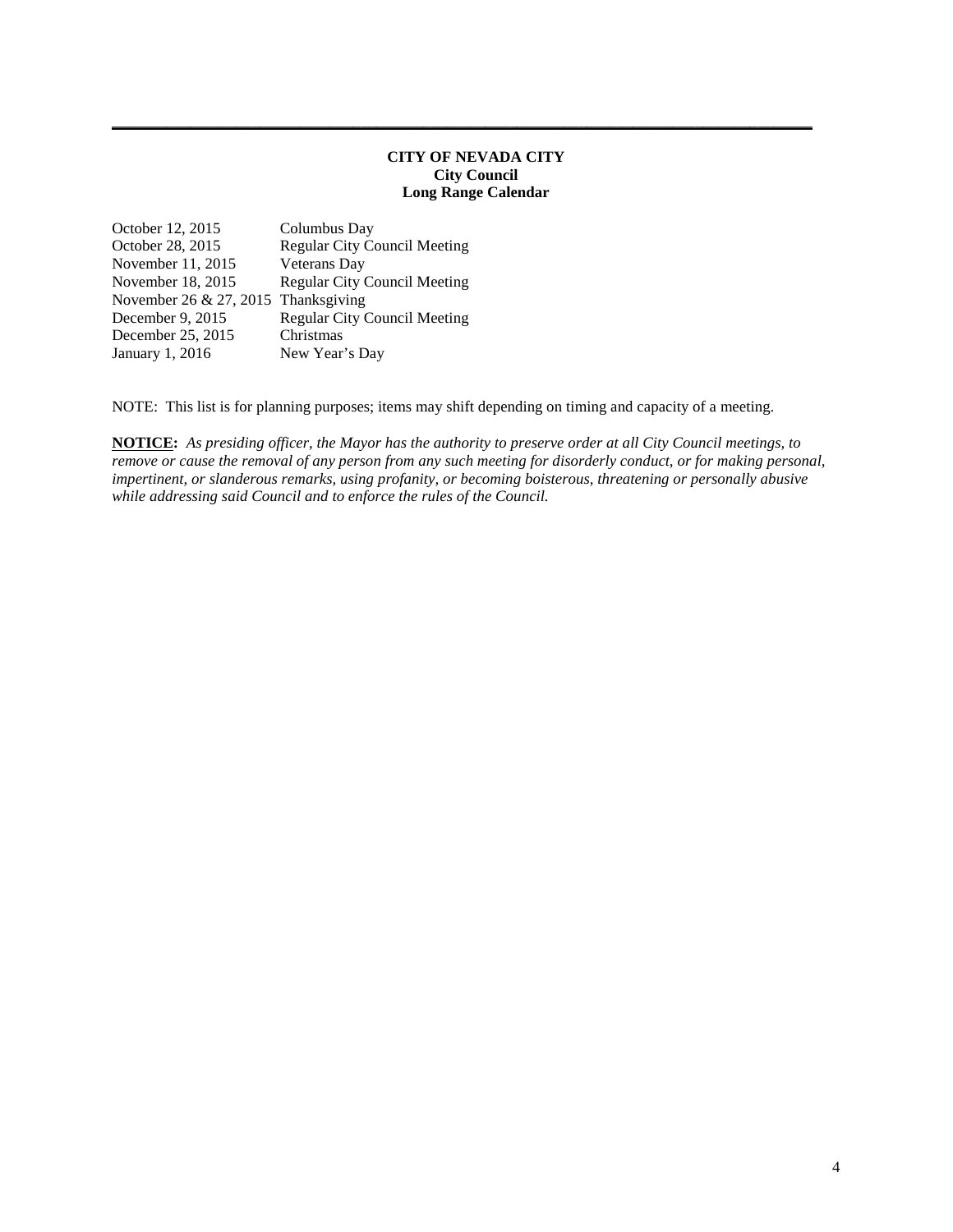**CITY OF NEVADA CITY**
**City Council**
**Long Range Calendar**

| | |
|---|---|
| October 12, 2015 | Columbus Day |
| October 28, 2015 | Regular City Council Meeting |
| November 11, 2015 | Veterans Day |
| November 18, 2015 | Regular City Council Meeting |
| November 26 & 27, 2015 | Thanksgiving |
| December 9, 2015 | Regular City Council Meeting |
| December 25, 2015 | Christmas |
| January 1, 2016 | New Year's Day |

NOTE: This list is for planning purposes; items may shift depending on timing and capacity of a meeting.

**NOTICE:** *As presiding officer, the Mayor has the authority to preserve order at all City Council meetings, to remove or cause the removal of any person from any such meeting for disorderly conduct, or for making personal, impertinent, or slanderous remarks, using profanity, or becoming boisterous, threatening or personally abusive while addressing said Council and to enforce the rules of the Council.*